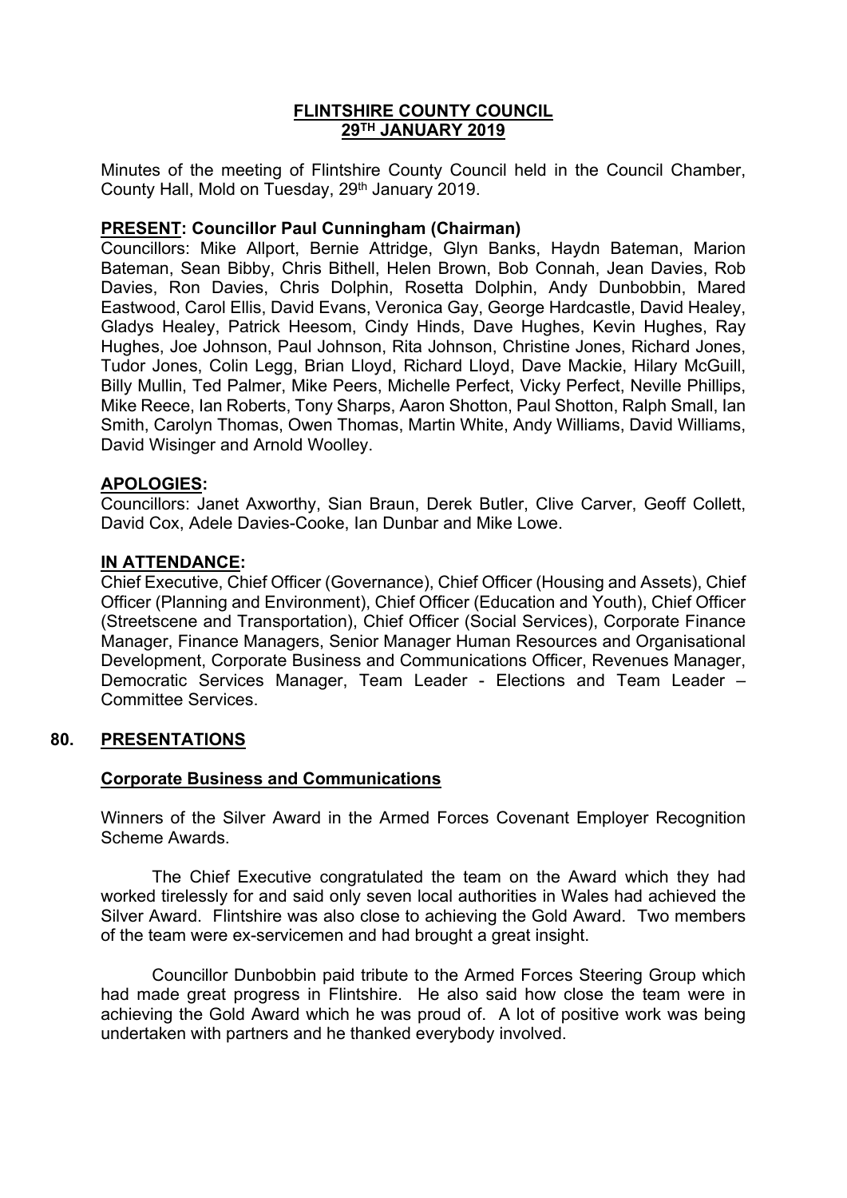# FLINTSHIRE COUNTY COUNCIL
## 29TH JANUARY 2019

Minutes of the meeting of Flintshire County Council held in the Council Chamber, County Hall, Mold on Tuesday, 29th January 2019.

**PRESENT: Councillor Paul Cunningham (Chairman)**
Councillors: Mike Allport, Bernie Attridge, Glyn Banks, Haydn Bateman, Marion Bateman, Sean Bibby, Chris Bithell, Helen Brown, Bob Connah, Jean Davies, Rob Davies, Ron Davies, Chris Dolphin, Rosetta Dolphin, Andy Dunbobbin, Mared Eastwood, Carol Ellis, David Evans, Veronica Gay, George Hardcastle, David Healey, Gladys Healey, Patrick Heesom, Cindy Hinds, Dave Hughes, Kevin Hughes, Ray Hughes, Joe Johnson, Paul Johnson, Rita Johnson, Christine Jones, Richard Jones, Tudor Jones, Colin Legg, Brian Lloyd, Richard Lloyd, Dave Mackie, Hilary McGuill, Billy Mullin, Ted Palmer, Mike Peers, Michelle Perfect, Vicky Perfect, Neville Phillips, Mike Reece, Ian Roberts, Tony Sharps, Aaron Shotton, Paul Shotton, Ralph Small, Ian Smith, Carolyn Thomas, Owen Thomas, Martin White, Andy Williams, David Williams, David Wisinger and Arnold Woolley.

**APOLOGIES:**
Councillors: Janet Axworthy, Sian Braun, Derek Butler, Clive Carver, Geoff Collett, David Cox, Adele Davies-Cooke, Ian Dunbar and Mike Lowe.

**IN ATTENDANCE:**
Chief Executive, Chief Officer (Governance), Chief Officer (Housing and Assets), Chief Officer (Planning and Environment), Chief Officer (Education and Youth), Chief Officer (Streetscene and Transportation), Chief Officer (Social Services), Corporate Finance Manager, Finance Managers, Senior Manager Human Resources and Organisational Development, Corporate Business and Communications Officer, Revenues Manager, Democratic Services Manager, Team Leader - Elections and Team Leader – Committee Services.

## 80. PRESENTATIONS

### Corporate Business and Communications

Winners of the Silver Award in the Armed Forces Covenant Employer Recognition Scheme Awards.

The Chief Executive congratulated the team on the Award which they had worked tirelessly for and said only seven local authorities in Wales had achieved the Silver Award. Flintshire was also close to achieving the Gold Award. Two members of the team were ex-servicemen and had brought a great insight.

Councillor Dunbobbin paid tribute to the Armed Forces Steering Group which had made great progress in Flintshire. He also said how close the team were in achieving the Gold Award which he was proud of. A lot of positive work was being undertaken with partners and he thanked everybody involved.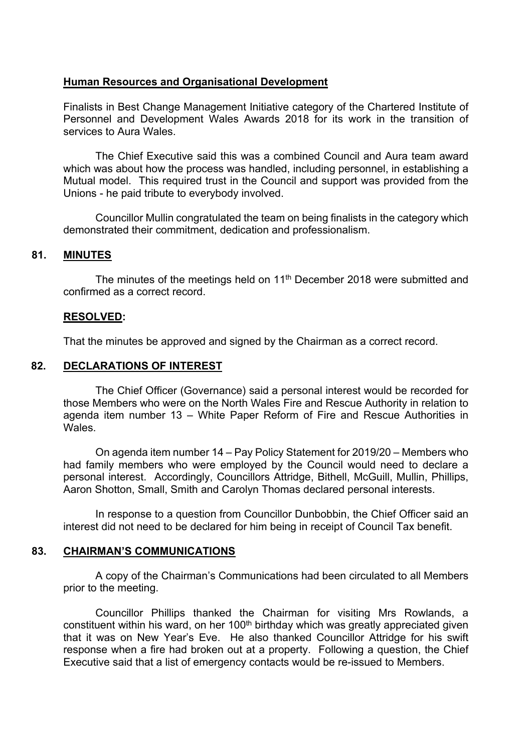**Human Resources and Organisational Development**

Finalists in Best Change Management Initiative category of the Chartered Institute of Personnel and Development Wales Awards 2018 for its work in the transition of services to Aura Wales.

The Chief Executive said this was a combined Council and Aura team award which was about how the process was handled, including personnel, in establishing a Mutual model. This required trust in the Council and support was provided from the Unions - he paid tribute to everybody involved.

Councillor Mullin congratulated the team on being finalists in the category which demonstrated their commitment, dedication and professionalism.

## 81. MINUTES

The minutes of the meetings held on 11th December 2018 were submitted and confirmed as a correct record.

**RESOLVED:**

That the minutes be approved and signed by the Chairman as a correct record.

## 82. DECLARATIONS OF INTEREST

The Chief Officer (Governance) said a personal interest would be recorded for those Members who were on the North Wales Fire and Rescue Authority in relation to agenda item number 13 – White Paper Reform of Fire and Rescue Authorities in Wales.

On agenda item number 14 – Pay Policy Statement for 2019/20 – Members who had family members who were employed by the Council would need to declare a personal interest. Accordingly, Councillors Attridge, Bithell, McGuill, Mullin, Phillips, Aaron Shotton, Small, Smith and Carolyn Thomas declared personal interests.

In response to a question from Councillor Dunbobbin, the Chief Officer said an interest did not need to be declared for him being in receipt of Council Tax benefit.

## 83. CHAIRMAN'S COMMUNICATIONS

A copy of the Chairman's Communications had been circulated to all Members prior to the meeting.

Councillor Phillips thanked the Chairman for visiting Mrs Rowlands, a constituent within his ward, on her 100th birthday which was greatly appreciated given that it was on New Year's Eve. He also thanked Councillor Attridge for his swift response when a fire had broken out at a property. Following a question, the Chief Executive said that a list of emergency contacts would be re-issued to Members.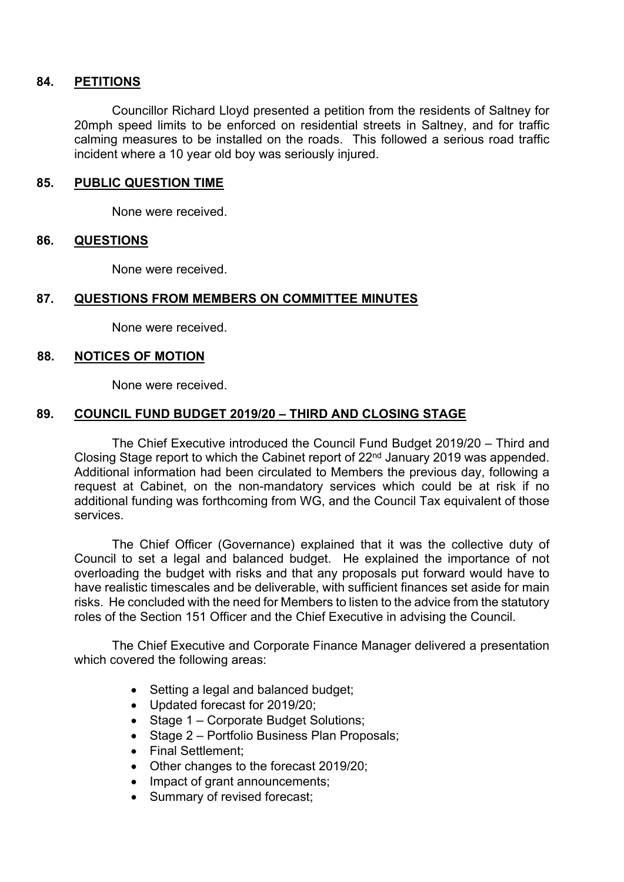## 84. PETITIONS

Councillor Richard Lloyd presented a petition from the residents of Saltney for 20mph speed limits to be enforced on residential streets in Saltney, and for traffic calming measures to be installed on the roads. This followed a serious road traffic incident where a 10 year old boy was seriously injured.

## 85. PUBLIC QUESTION TIME

None were received.

## 86. QUESTIONS

None were received.

## 87. QUESTIONS FROM MEMBERS ON COMMITTEE MINUTES

None were received.

## 88. NOTICES OF MOTION

None were received.

## 89. COUNCIL FUND BUDGET 2019/20 – THIRD AND CLOSING STAGE

The Chief Executive introduced the Council Fund Budget 2019/20 – Third and Closing Stage report to which the Cabinet report of 22nd January 2019 was appended. Additional information had been circulated to Members the previous day, following a request at Cabinet, on the non-mandatory services which could be at risk if no additional funding was forthcoming from WG, and the Council Tax equivalent of those services.

The Chief Officer (Governance) explained that it was the collective duty of Council to set a legal and balanced budget. He explained the importance of not overloading the budget with risks and that any proposals put forward would have to have realistic timescales and be deliverable, with sufficient finances set aside for main risks. He concluded with the need for Members to listen to the advice from the statutory roles of the Section 151 Officer and the Chief Executive in advising the Council.

The Chief Executive and Corporate Finance Manager delivered a presentation which covered the following areas:

- Setting a legal and balanced budget;
- Updated forecast for 2019/20;
- Stage 1 – Corporate Budget Solutions;
- Stage 2 – Portfolio Business Plan Proposals;
- Final Settlement;
- Other changes to the forecast 2019/20;
- Impact of grant announcements;
- Summary of revised forecast;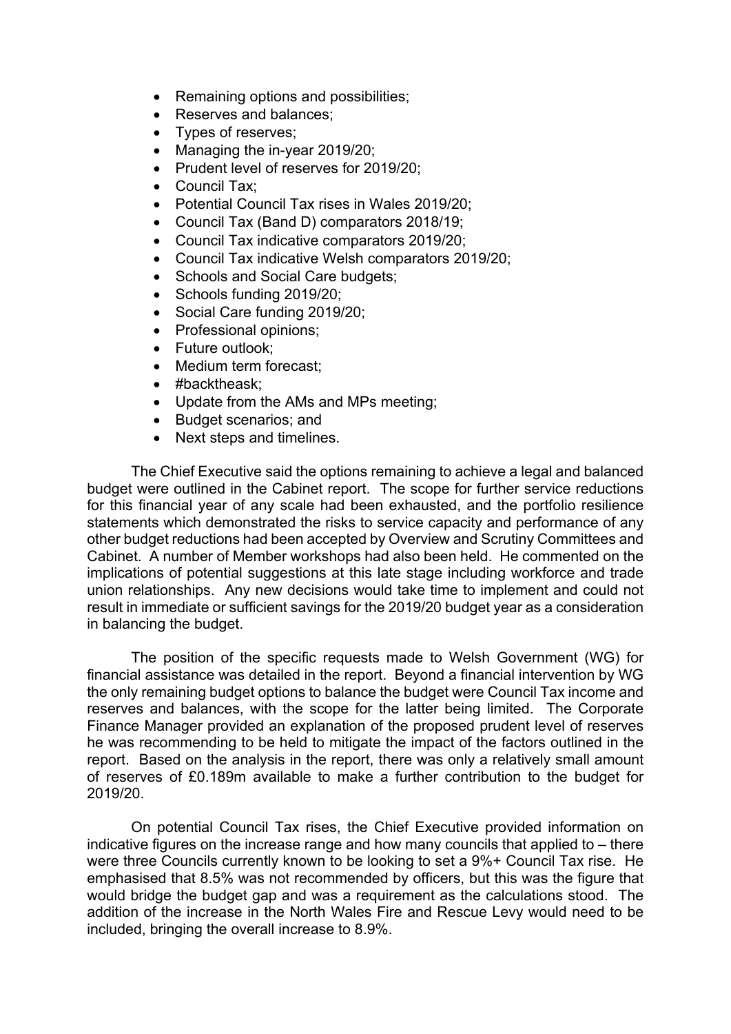- Remaining options and possibilities;
- Reserves and balances;
- Types of reserves;
- Managing the in-year 2019/20;
- Prudent level of reserves for 2019/20;
- Council Tax;
- Potential Council Tax rises in Wales 2019/20;
- Council Tax (Band D) comparators 2018/19;
- Council Tax indicative comparators 2019/20;
- Council Tax indicative Welsh comparators 2019/20;
- Schools and Social Care budgets;
- Schools funding 2019/20;
- Social Care funding 2019/20;
- Professional opinions;
- Future outlook;
- Medium term forecast;
- #backtheask;
- Update from the AMs and MPs meeting;
- Budget scenarios; and
- Next steps and timelines.

The Chief Executive said the options remaining to achieve a legal and balanced budget were outlined in the Cabinet report. The scope for further service reductions for this financial year of any scale had been exhausted, and the portfolio resilience statements which demonstrated the risks to service capacity and performance of any other budget reductions had been accepted by Overview and Scrutiny Committees and Cabinet. A number of Member workshops had also been held. He commented on the implications of potential suggestions at this late stage including workforce and trade union relationships. Any new decisions would take time to implement and could not result in immediate or sufficient savings for the 2019/20 budget year as a consideration in balancing the budget.

The position of the specific requests made to Welsh Government (WG) for financial assistance was detailed in the report. Beyond a financial intervention by WG the only remaining budget options to balance the budget were Council Tax income and reserves and balances, with the scope for the latter being limited. The Corporate Finance Manager provided an explanation of the proposed prudent level of reserves he was recommending to be held to mitigate the impact of the factors outlined in the report. Based on the analysis in the report, there was only a relatively small amount of reserves of £0.189m available to make a further contribution to the budget for 2019/20.

On potential Council Tax rises, the Chief Executive provided information on indicative figures on the increase range and how many councils that applied to – there were three Councils currently known to be looking to set a 9%+ Council Tax rise. He emphasised that 8.5% was not recommended by officers, but this was the figure that would bridge the budget gap and was a requirement as the calculations stood. The addition of the increase in the North Wales Fire and Rescue Levy would need to be included, bringing the overall increase to 8.9%.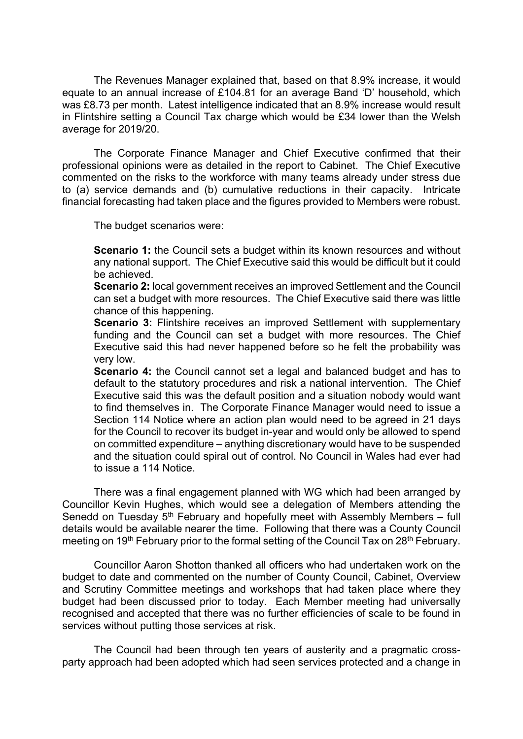The Revenues Manager explained that, based on that 8.9% increase, it would equate to an annual increase of £104.81 for an average Band 'D' household, which was £8.73 per month. Latest intelligence indicated that an 8.9% increase would result in Flintshire setting a Council Tax charge which would be £34 lower than the Welsh average for 2019/20.

The Corporate Finance Manager and Chief Executive confirmed that their professional opinions were as detailed in the report to Cabinet. The Chief Executive commented on the risks to the workforce with many teams already under stress due to (a) service demands and (b) cumulative reductions in their capacity. Intricate financial forecasting had taken place and the figures provided to Members were robust.

The budget scenarios were:

**Scenario 1:** the Council sets a budget within its known resources and without any national support. The Chief Executive said this would be difficult but it could be achieved.
**Scenario 2:** local government receives an improved Settlement and the Council can set a budget with more resources. The Chief Executive said there was little chance of this happening.
**Scenario 3:** Flintshire receives an improved Settlement with supplementary funding and the Council can set a budget with more resources. The Chief Executive said this had never happened before so he felt the probability was very low.
**Scenario 4:** the Council cannot set a legal and balanced budget and has to default to the statutory procedures and risk a national intervention. The Chief Executive said this was the default position and a situation nobody would want to find themselves in. The Corporate Finance Manager would need to issue a Section 114 Notice where an action plan would need to be agreed in 21 days for the Council to recover its budget in-year and would only be allowed to spend on committed expenditure – anything discretionary would have to be suspended and the situation could spiral out of control. No Council in Wales had ever had to issue a 114 Notice.

There was a final engagement planned with WG which had been arranged by Councillor Kevin Hughes, which would see a delegation of Members attending the Senedd on Tuesday 5th February and hopefully meet with Assembly Members – full details would be available nearer the time. Following that there was a County Council meeting on 19th February prior to the formal setting of the Council Tax on 28th February.

Councillor Aaron Shotton thanked all officers who had undertaken work on the budget to date and commented on the number of County Council, Cabinet, Overview and Scrutiny Committee meetings and workshops that had taken place where they budget had been discussed prior to today. Each Member meeting had universally recognised and accepted that there was no further efficiencies of scale to be found in services without putting those services at risk.

The Council had been through ten years of austerity and a pragmatic cross-party approach had been adopted which had seen services protected and a change in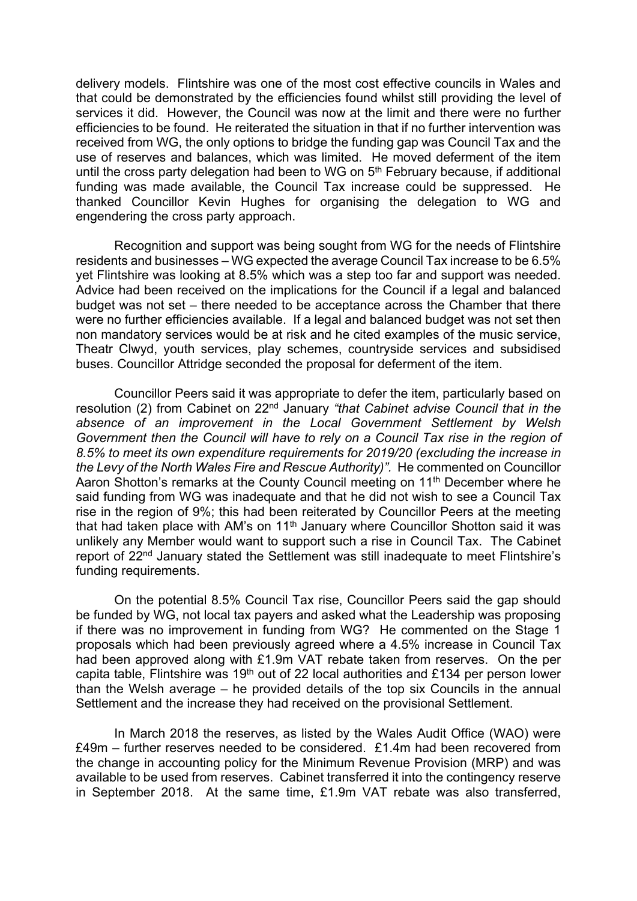delivery models. Flintshire was one of the most cost effective councils in Wales and that could be demonstrated by the efficiencies found whilst still providing the level of services it did. However, the Council was now at the limit and there were no further efficiencies to be found. He reiterated the situation in that if no further intervention was received from WG, the only options to bridge the funding gap was Council Tax and the use of reserves and balances, which was limited. He moved deferment of the item until the cross party delegation had been to WG on 5th February because, if additional funding was made available, the Council Tax increase could be suppressed. He thanked Councillor Kevin Hughes for organising the delegation to WG and engendering the cross party approach.

Recognition and support was being sought from WG for the needs of Flintshire residents and businesses – WG expected the average Council Tax increase to be 6.5% yet Flintshire was looking at 8.5% which was a step too far and support was needed. Advice had been received on the implications for the Council if a legal and balanced budget was not set – there needed to be acceptance across the Chamber that there were no further efficiencies available. If a legal and balanced budget was not set then non mandatory services would be at risk and he cited examples of the music service, Theatr Clwyd, youth services, play schemes, countryside services and subsidised buses. Councillor Attridge seconded the proposal for deferment of the item.

Councillor Peers said it was appropriate to defer the item, particularly based on resolution (2) from Cabinet on 22nd January *"that Cabinet advise Council that in the absence of an improvement in the Local Government Settlement by Welsh Government then the Council will have to rely on a Council Tax rise in the region of 8.5% to meet its own expenditure requirements for 2019/20 (excluding the increase in the Levy of the North Wales Fire and Rescue Authority)".* He commented on Councillor Aaron Shotton's remarks at the County Council meeting on 11th December where he said funding from WG was inadequate and that he did not wish to see a Council Tax rise in the region of 9%; this had been reiterated by Councillor Peers at the meeting that had taken place with AM's on 11th January where Councillor Shotton said it was unlikely any Member would want to support such a rise in Council Tax. The Cabinet report of 22nd January stated the Settlement was still inadequate to meet Flintshire's funding requirements.

On the potential 8.5% Council Tax rise, Councillor Peers said the gap should be funded by WG, not local tax payers and asked what the Leadership was proposing if there was no improvement in funding from WG? He commented on the Stage 1 proposals which had been previously agreed where a 4.5% increase in Council Tax had been approved along with £1.9m VAT rebate taken from reserves. On the per capita table, Flintshire was 19th out of 22 local authorities and £134 per person lower than the Welsh average – he provided details of the top six Councils in the annual Settlement and the increase they had received on the provisional Settlement.

In March 2018 the reserves, as listed by the Wales Audit Office (WAO) were £49m – further reserves needed to be considered. £1.4m had been recovered from the change in accounting policy for the Minimum Revenue Provision (MRP) and was available to be used from reserves. Cabinet transferred it into the contingency reserve in September 2018. At the same time, £1.9m VAT rebate was also transferred,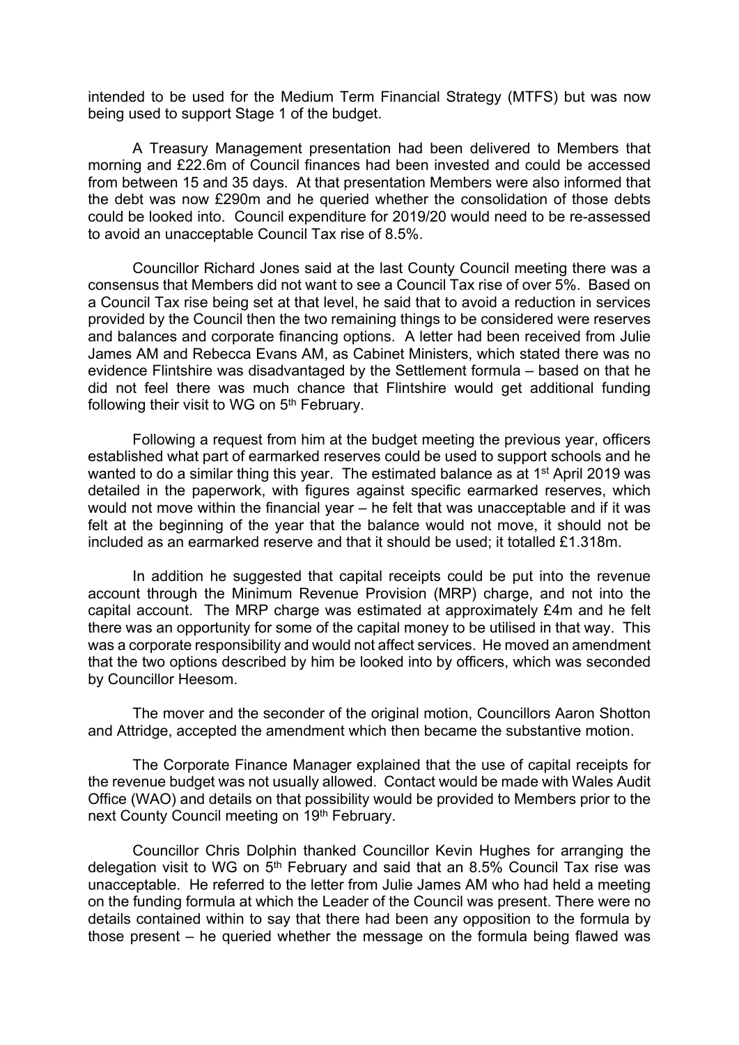intended to be used for the Medium Term Financial Strategy (MTFS) but was now being used to support Stage 1 of the budget.

A Treasury Management presentation had been delivered to Members that morning and £22.6m of Council finances had been invested and could be accessed from between 15 and 35 days. At that presentation Members were also informed that the debt was now £290m and he queried whether the consolidation of those debts could be looked into. Council expenditure for 2019/20 would need to be re-assessed to avoid an unacceptable Council Tax rise of 8.5%.

Councillor Richard Jones said at the last County Council meeting there was a consensus that Members did not want to see a Council Tax rise of over 5%. Based on a Council Tax rise being set at that level, he said that to avoid a reduction in services provided by the Council then the two remaining things to be considered were reserves and balances and corporate financing options. A letter had been received from Julie James AM and Rebecca Evans AM, as Cabinet Ministers, which stated there was no evidence Flintshire was disadvantaged by the Settlement formula – based on that he did not feel there was much chance that Flintshire would get additional funding following their visit to WG on 5th February.

Following a request from him at the budget meeting the previous year, officers established what part of earmarked reserves could be used to support schools and he wanted to do a similar thing this year. The estimated balance as at 1st April 2019 was detailed in the paperwork, with figures against specific earmarked reserves, which would not move within the financial year – he felt that was unacceptable and if it was felt at the beginning of the year that the balance would not move, it should not be included as an earmarked reserve and that it should be used; it totalled £1.318m.

In addition he suggested that capital receipts could be put into the revenue account through the Minimum Revenue Provision (MRP) charge, and not into the capital account. The MRP charge was estimated at approximately £4m and he felt there was an opportunity for some of the capital money to be utilised in that way. This was a corporate responsibility and would not affect services. He moved an amendment that the two options described by him be looked into by officers, which was seconded by Councillor Heesom.

The mover and the seconder of the original motion, Councillors Aaron Shotton and Attridge, accepted the amendment which then became the substantive motion.

The Corporate Finance Manager explained that the use of capital receipts for the revenue budget was not usually allowed. Contact would be made with Wales Audit Office (WAO) and details on that possibility would be provided to Members prior to the next County Council meeting on 19th February.

Councillor Chris Dolphin thanked Councillor Kevin Hughes for arranging the delegation visit to WG on 5th February and said that an 8.5% Council Tax rise was unacceptable. He referred to the letter from Julie James AM who had held a meeting on the funding formula at which the Leader of the Council was present. There were no details contained within to say that there had been any opposition to the formula by those present – he queried whether the message on the formula being flawed was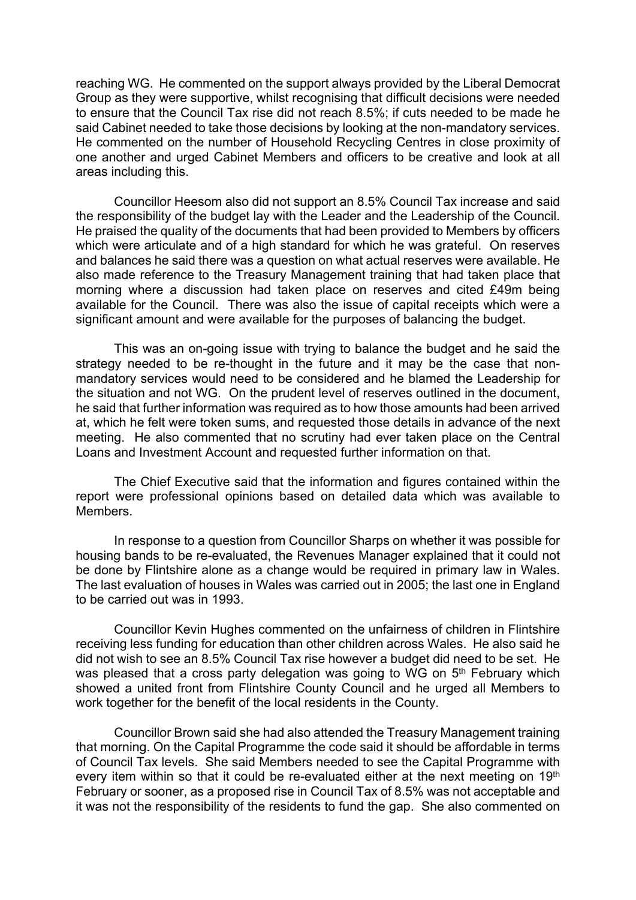reaching WG. He commented on the support always provided by the Liberal Democrat Group as they were supportive, whilst recognising that difficult decisions were needed to ensure that the Council Tax rise did not reach 8.5%; if cuts needed to be made he said Cabinet needed to take those decisions by looking at the non-mandatory services. He commented on the number of Household Recycling Centres in close proximity of one another and urged Cabinet Members and officers to be creative and look at all areas including this.

Councillor Heesom also did not support an 8.5% Council Tax increase and said the responsibility of the budget lay with the Leader and the Leadership of the Council. He praised the quality of the documents that had been provided to Members by officers which were articulate and of a high standard for which he was grateful. On reserves and balances he said there was a question on what actual reserves were available. He also made reference to the Treasury Management training that had taken place that morning where a discussion had taken place on reserves and cited £49m being available for the Council. There was also the issue of capital receipts which were a significant amount and were available for the purposes of balancing the budget.

This was an on-going issue with trying to balance the budget and he said the strategy needed to be re-thought in the future and it may be the case that non-mandatory services would need to be considered and he blamed the Leadership for the situation and not WG. On the prudent level of reserves outlined in the document, he said that further information was required as to how those amounts had been arrived at, which he felt were token sums, and requested those details in advance of the next meeting. He also commented that no scrutiny had ever taken place on the Central Loans and Investment Account and requested further information on that.

The Chief Executive said that the information and figures contained within the report were professional opinions based on detailed data which was available to Members.

In response to a question from Councillor Sharps on whether it was possible for housing bands to be re-evaluated, the Revenues Manager explained that it could not be done by Flintshire alone as a change would be required in primary law in Wales. The last evaluation of houses in Wales was carried out in 2005; the last one in England to be carried out was in 1993.

Councillor Kevin Hughes commented on the unfairness of children in Flintshire receiving less funding for education than other children across Wales. He also said he did not wish to see an 8.5% Council Tax rise however a budget did need to be set. He was pleased that a cross party delegation was going to WG on 5th February which showed a united front from Flintshire County Council and he urged all Members to work together for the benefit of the local residents in the County.

Councillor Brown said she had also attended the Treasury Management training that morning. On the Capital Programme the code said it should be affordable in terms of Council Tax levels. She said Members needed to see the Capital Programme with every item within so that it could be re-evaluated either at the next meeting on 19th February or sooner, as a proposed rise in Council Tax of 8.5% was not acceptable and it was not the responsibility of the residents to fund the gap. She also commented on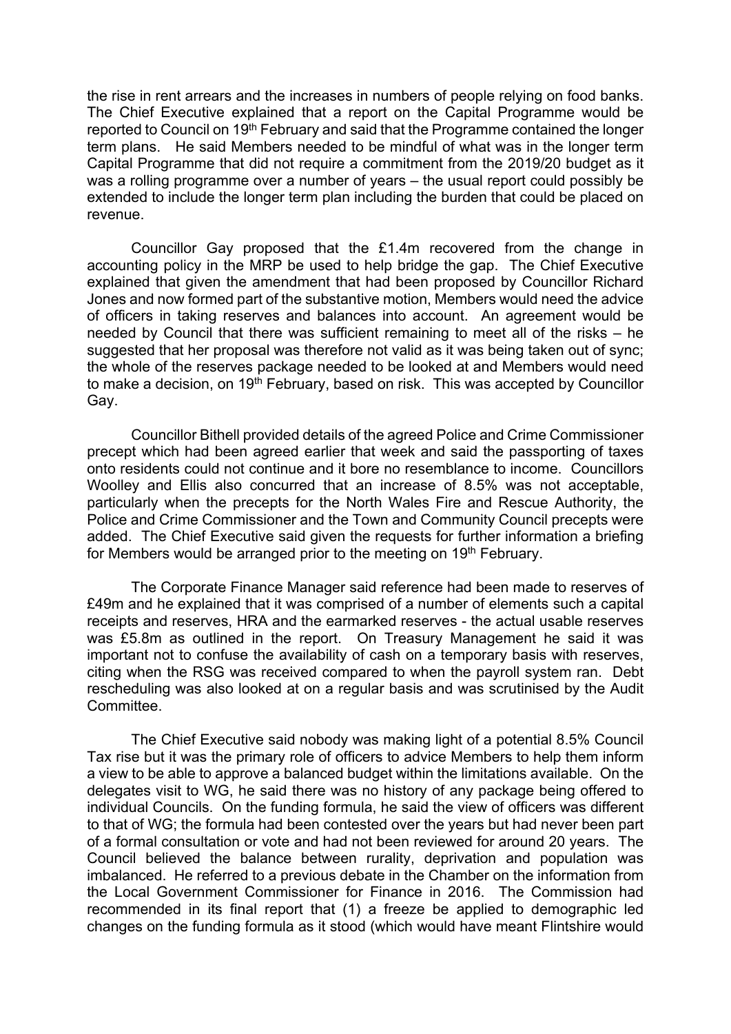the rise in rent arrears and the increases in numbers of people relying on food banks. The Chief Executive explained that a report on the Capital Programme would be reported to Council on 19th February and said that the Programme contained the longer term plans. He said Members needed to be mindful of what was in the longer term Capital Programme that did not require a commitment from the 2019/20 budget as it was a rolling programme over a number of years – the usual report could possibly be extended to include the longer term plan including the burden that could be placed on revenue.

Councillor Gay proposed that the £1.4m recovered from the change in accounting policy in the MRP be used to help bridge the gap. The Chief Executive explained that given the amendment that had been proposed by Councillor Richard Jones and now formed part of the substantive motion, Members would need the advice of officers in taking reserves and balances into account. An agreement would be needed by Council that there was sufficient remaining to meet all of the risks – he suggested that her proposal was therefore not valid as it was being taken out of sync; the whole of the reserves package needed to be looked at and Members would need to make a decision, on 19th February, based on risk. This was accepted by Councillor Gay.

Councillor Bithell provided details of the agreed Police and Crime Commissioner precept which had been agreed earlier that week and said the passporting of taxes onto residents could not continue and it bore no resemblance to income. Councillors Woolley and Ellis also concurred that an increase of 8.5% was not acceptable, particularly when the precepts for the North Wales Fire and Rescue Authority, the Police and Crime Commissioner and the Town and Community Council precepts were added. The Chief Executive said given the requests for further information a briefing for Members would be arranged prior to the meeting on 19th February.

The Corporate Finance Manager said reference had been made to reserves of £49m and he explained that it was comprised of a number of elements such a capital receipts and reserves, HRA and the earmarked reserves - the actual usable reserves was £5.8m as outlined in the report. On Treasury Management he said it was important not to confuse the availability of cash on a temporary basis with reserves, citing when the RSG was received compared to when the payroll system ran. Debt rescheduling was also looked at on a regular basis and was scrutinised by the Audit Committee.

The Chief Executive said nobody was making light of a potential 8.5% Council Tax rise but it was the primary role of officers to advice Members to help them inform a view to be able to approve a balanced budget within the limitations available. On the delegates visit to WG, he said there was no history of any package being offered to individual Councils. On the funding formula, he said the view of officers was different to that of WG; the formula had been contested over the years but had never been part of a formal consultation or vote and had not been reviewed for around 20 years. The Council believed the balance between rurality, deprivation and population was imbalanced. He referred to a previous debate in the Chamber on the information from the Local Government Commissioner for Finance in 2016. The Commission had recommended in its final report that (1) a freeze be applied to demographic led changes on the funding formula as it stood (which would have meant Flintshire would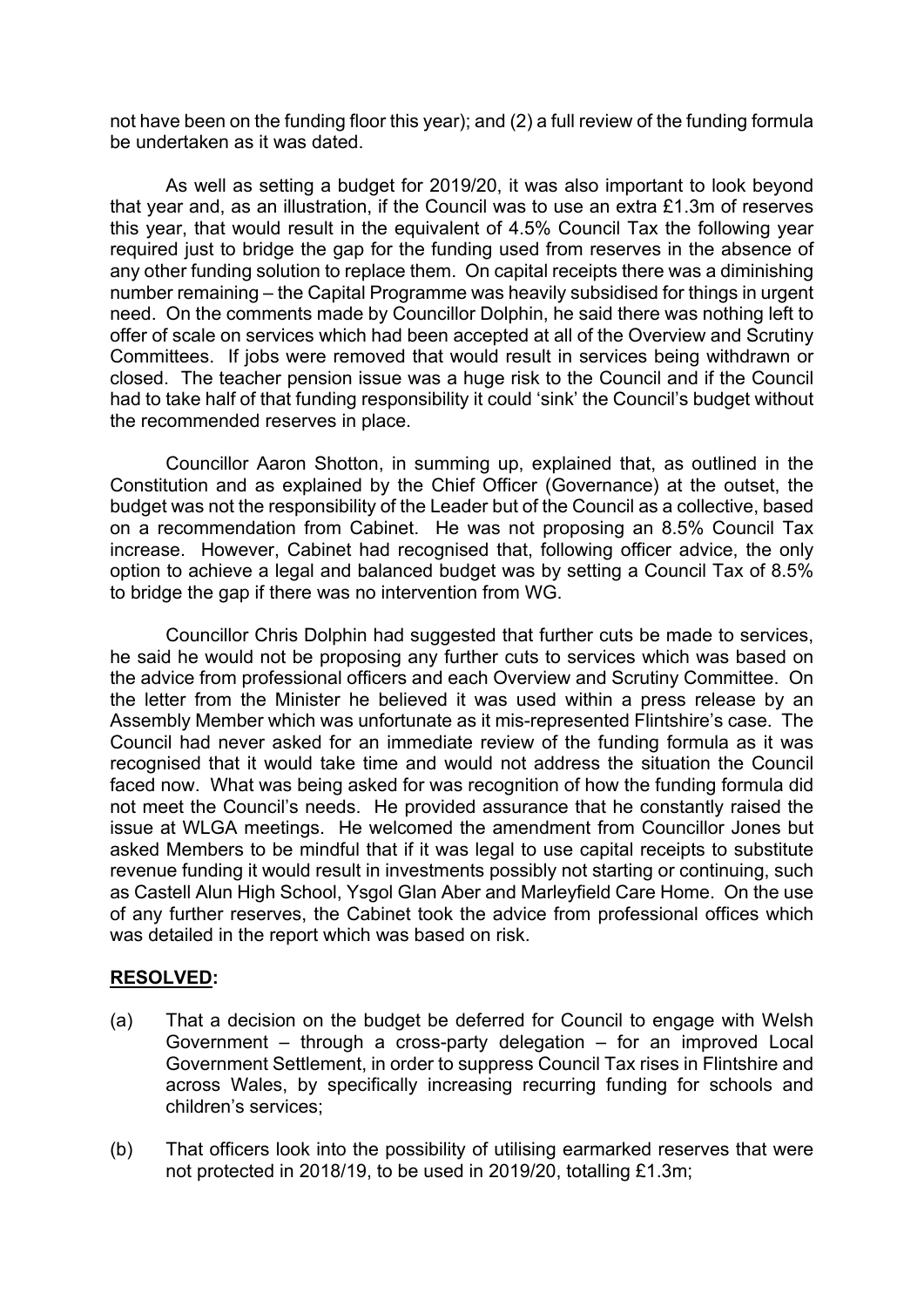not have been on the funding floor this year); and (2) a full review of the funding formula be undertaken as it was dated.

As well as setting a budget for 2019/20, it was also important to look beyond that year and, as an illustration, if the Council was to use an extra £1.3m of reserves this year, that would result in the equivalent of 4.5% Council Tax the following year required just to bridge the gap for the funding used from reserves in the absence of any other funding solution to replace them. On capital receipts there was a diminishing number remaining – the Capital Programme was heavily subsidised for things in urgent need. On the comments made by Councillor Dolphin, he said there was nothing left to offer of scale on services which had been accepted at all of the Overview and Scrutiny Committees. If jobs were removed that would result in services being withdrawn or closed. The teacher pension issue was a huge risk to the Council and if the Council had to take half of that funding responsibility it could 'sink' the Council's budget without the recommended reserves in place.

Councillor Aaron Shotton, in summing up, explained that, as outlined in the Constitution and as explained by the Chief Officer (Governance) at the outset, the budget was not the responsibility of the Leader but of the Council as a collective, based on a recommendation from Cabinet. He was not proposing an 8.5% Council Tax increase. However, Cabinet had recognised that, following officer advice, the only option to achieve a legal and balanced budget was by setting a Council Tax of 8.5% to bridge the gap if there was no intervention from WG.

Councillor Chris Dolphin had suggested that further cuts be made to services, he said he would not be proposing any further cuts to services which was based on the advice from professional officers and each Overview and Scrutiny Committee. On the letter from the Minister he believed it was used within a press release by an Assembly Member which was unfortunate as it mis-represented Flintshire's case. The Council had never asked for an immediate review of the funding formula as it was recognised that it would take time and would not address the situation the Council faced now. What was being asked for was recognition of how the funding formula did not meet the Council's needs. He provided assurance that he constantly raised the issue at WLGA meetings. He welcomed the amendment from Councillor Jones but asked Members to be mindful that if it was legal to use capital receipts to substitute revenue funding it would result in investments possibly not starting or continuing, such as Castell Alun High School, Ysgol Glan Aber and Marleyfield Care Home. On the use of any further reserves, the Cabinet took the advice from professional offices which was detailed in the report which was based on risk.

**RESOLVED:**

(a) That a decision on the budget be deferred for Council to engage with Welsh Government – through a cross-party delegation – for an improved Local Government Settlement, in order to suppress Council Tax rises in Flintshire and across Wales, by specifically increasing recurring funding for schools and children's services;

(b) That officers look into the possibility of utilising earmarked reserves that were not protected in 2018/19, to be used in 2019/20, totalling £1.3m;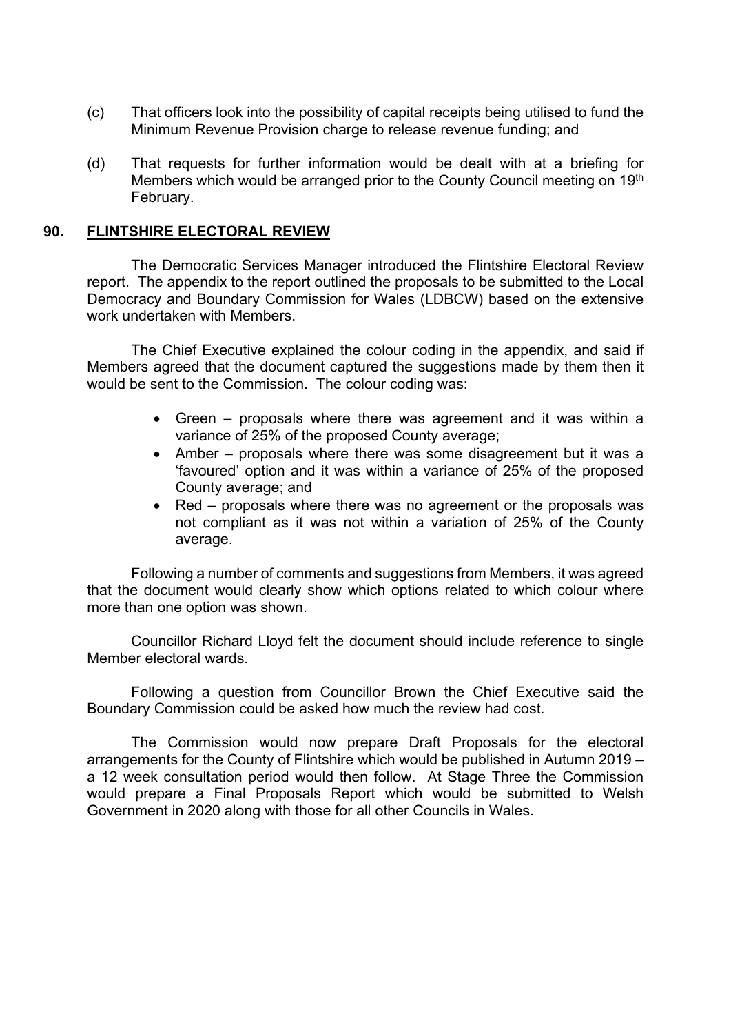(c) That officers look into the possibility of capital receipts being utilised to fund the Minimum Revenue Provision charge to release revenue funding; and

(d) That requests for further information would be dealt with at a briefing for Members which would be arranged prior to the County Council meeting on 19th February.

## 90. FLINTSHIRE ELECTORAL REVIEW

The Democratic Services Manager introduced the Flintshire Electoral Review report. The appendix to the report outlined the proposals to be submitted to the Local Democracy and Boundary Commission for Wales (LDBCW) based on the extensive work undertaken with Members.

The Chief Executive explained the colour coding in the appendix, and said if Members agreed that the document captured the suggestions made by them then it would be sent to the Commission. The colour coding was:

- Green – proposals where there was agreement and it was within a variance of 25% of the proposed County average;
- Amber – proposals where there was some disagreement but it was a 'favoured' option and it was within a variance of 25% of the proposed County average; and
- Red – proposals where there was no agreement or the proposals was not compliant as it was not within a variation of 25% of the County average.

Following a number of comments and suggestions from Members, it was agreed that the document would clearly show which options related to which colour where more than one option was shown.

Councillor Richard Lloyd felt the document should include reference to single Member electoral wards.

Following a question from Councillor Brown the Chief Executive said the Boundary Commission could be asked how much the review had cost.

The Commission would now prepare Draft Proposals for the electoral arrangements for the County of Flintshire which would be published in Autumn 2019 – a 12 week consultation period would then follow. At Stage Three the Commission would prepare a Final Proposals Report which would be submitted to Welsh Government in 2020 along with those for all other Councils in Wales.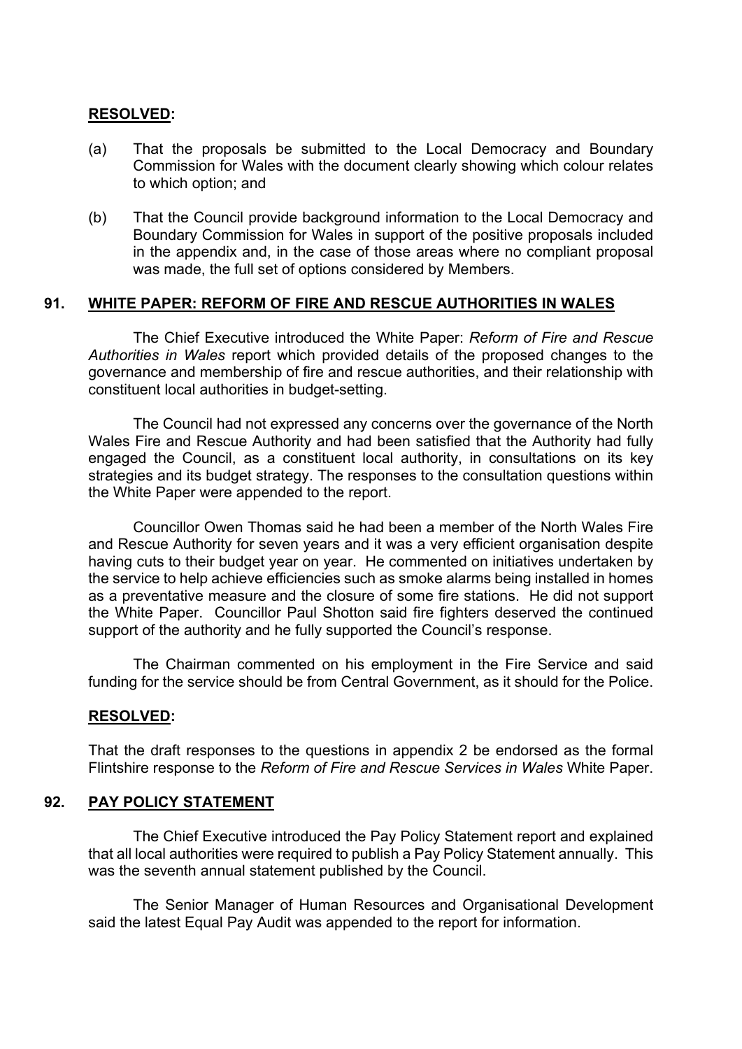**RESOLVED:**

(a) That the proposals be submitted to the Local Democracy and Boundary Commission for Wales with the document clearly showing which colour relates to which option; and

(b) That the Council provide background information to the Local Democracy and Boundary Commission for Wales in support of the positive proposals included in the appendix and, in the case of those areas where no compliant proposal was made, the full set of options considered by Members.

## 91. WHITE PAPER: REFORM OF FIRE AND RESCUE AUTHORITIES IN WALES

The Chief Executive introduced the White Paper: *Reform of Fire and Rescue Authorities in Wales* report which provided details of the proposed changes to the governance and membership of fire and rescue authorities, and their relationship with constituent local authorities in budget-setting.

The Council had not expressed any concerns over the governance of the North Wales Fire and Rescue Authority and had been satisfied that the Authority had fully engaged the Council, as a constituent local authority, in consultations on its key strategies and its budget strategy. The responses to the consultation questions within the White Paper were appended to the report.

Councillor Owen Thomas said he had been a member of the North Wales Fire and Rescue Authority for seven years and it was a very efficient organisation despite having cuts to their budget year on year. He commented on initiatives undertaken by the service to help achieve efficiencies such as smoke alarms being installed in homes as a preventative measure and the closure of some fire stations. He did not support the White Paper. Councillor Paul Shotton said fire fighters deserved the continued support of the authority and he fully supported the Council's response.

The Chairman commented on his employment in the Fire Service and said funding for the service should be from Central Government, as it should for the Police.

**RESOLVED:**

That the draft responses to the questions in appendix 2 be endorsed as the formal Flintshire response to the *Reform of Fire and Rescue Services in Wales* White Paper.

## 92. PAY POLICY STATEMENT

The Chief Executive introduced the Pay Policy Statement report and explained that all local authorities were required to publish a Pay Policy Statement annually. This was the seventh annual statement published by the Council.

The Senior Manager of Human Resources and Organisational Development said the latest Equal Pay Audit was appended to the report for information.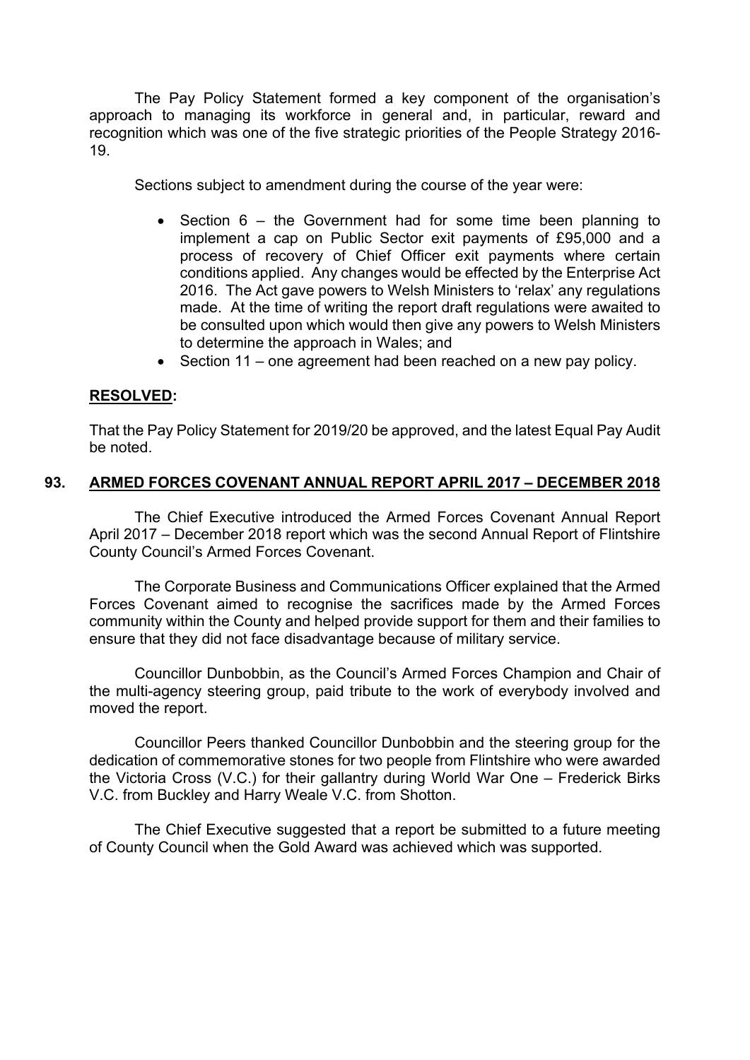The Pay Policy Statement formed a key component of the organisation's approach to managing its workforce in general and, in particular, reward and recognition which was one of the five strategic priorities of the People Strategy 2016-19.

Sections subject to amendment during the course of the year were:

- Section 6 – the Government had for some time been planning to implement a cap on Public Sector exit payments of £95,000 and a process of recovery of Chief Officer exit payments where certain conditions applied. Any changes would be effected by the Enterprise Act 2016. The Act gave powers to Welsh Ministers to 'relax' any regulations made. At the time of writing the report draft regulations were awaited to be consulted upon which would then give any powers to Welsh Ministers to determine the approach in Wales; and
- Section 11 – one agreement had been reached on a new pay policy.

**RESOLVED:**

That the Pay Policy Statement for 2019/20 be approved, and the latest Equal Pay Audit be noted.

## 93. ARMED FORCES COVENANT ANNUAL REPORT APRIL 2017 – DECEMBER 2018

The Chief Executive introduced the Armed Forces Covenant Annual Report April 2017 – December 2018 report which was the second Annual Report of Flintshire County Council's Armed Forces Covenant.

The Corporate Business and Communications Officer explained that the Armed Forces Covenant aimed to recognise the sacrifices made by the Armed Forces community within the County and helped provide support for them and their families to ensure that they did not face disadvantage because of military service.

Councillor Dunbobbin, as the Council's Armed Forces Champion and Chair of the multi-agency steering group, paid tribute to the work of everybody involved and moved the report.

Councillor Peers thanked Councillor Dunbobbin and the steering group for the dedication of commemorative stones for two people from Flintshire who were awarded the Victoria Cross (V.C.) for their gallantry during World War One – Frederick Birks V.C. from Buckley and Harry Weale V.C. from Shotton.

The Chief Executive suggested that a report be submitted to a future meeting of County Council when the Gold Award was achieved which was supported.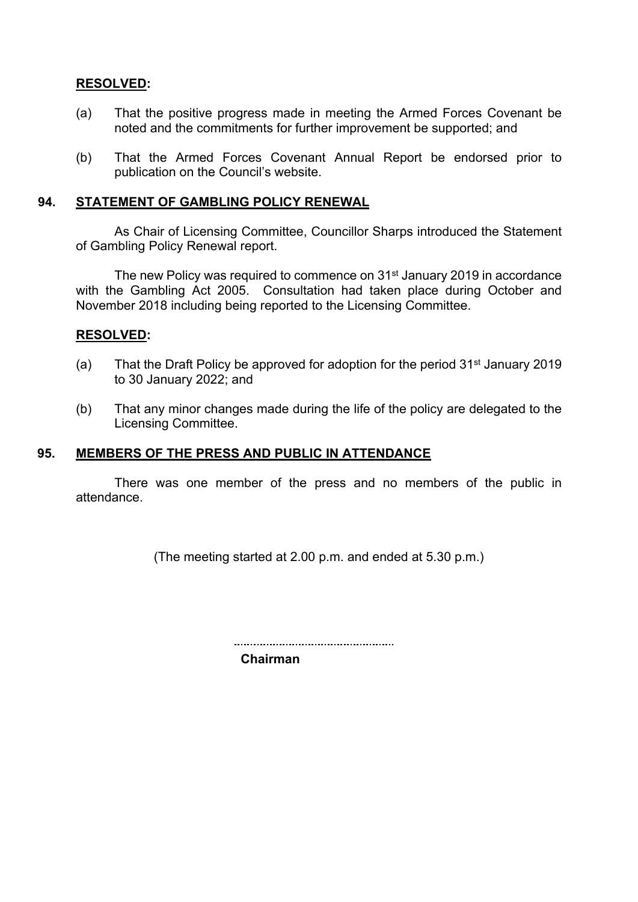**RESOLVED:**

(a) That the positive progress made in meeting the Armed Forces Covenant be noted and the commitments for further improvement be supported; and

(b) That the Armed Forces Covenant Annual Report be endorsed prior to publication on the Council's website.

## 94. STATEMENT OF GAMBLING POLICY RENEWAL

As Chair of Licensing Committee, Councillor Sharps introduced the Statement of Gambling Policy Renewal report.

The new Policy was required to commence on 31st January 2019 in accordance with the Gambling Act 2005. Consultation had taken place during October and November 2018 including being reported to the Licensing Committee.

**RESOLVED:**

(a) That the Draft Policy be approved for adoption for the period 31st January 2019 to 30 January 2022; and

(b) That any minor changes made during the life of the policy are delegated to the Licensing Committee.

## 95. MEMBERS OF THE PRESS AND PUBLIC IN ATTENDANCE

There was one member of the press and no members of the public in attendance.

(The meeting started at 2.00 p.m. and ended at 5.30 p.m.)

..........................................................

**Chairman**